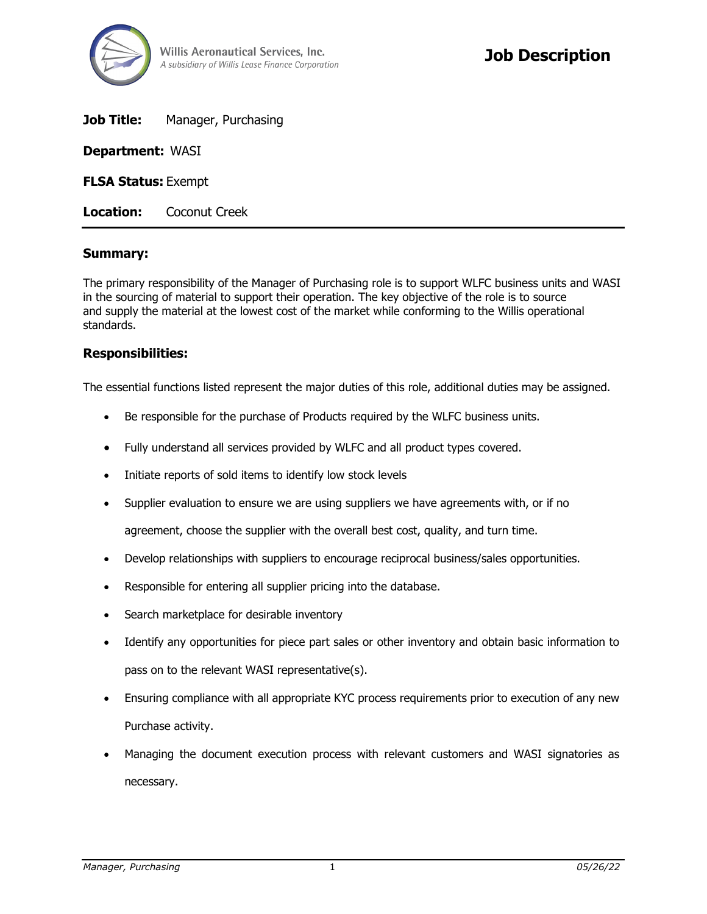Willis Aeronautical Services, Inc.
*A subsidiary of Willis Lease Finance Corporation*

# Job Description

**Job Title:** Manager, Purchasing

**Department:** WASI

**FLSA Status:** Exempt

**Location:** Coconut Creek

---

## Summary:

The primary responsibility of the Manager of Purchasing role is to support WLFC business units and WASI in the sourcing of material to support their operation. The key objective of the role is to source and supply the material at the lowest cost of the market while conforming to the Willis operational standards.

## Responsibilities:

The essential functions listed represent the major duties of this role, additional duties may be assigned.

- Be responsible for the purchase of Products required by the WLFC business units.
- Fully understand all services provided by WLFC and all product types covered.
- Initiate reports of sold items to identify low stock levels
- Supplier evaluation to ensure we are using suppliers we have agreements with, or if no agreement, choose the supplier with the overall best cost, quality, and turn time.
- Develop relationships with suppliers to encourage reciprocal business/sales opportunities.
- Responsible for entering all supplier pricing into the database.
- Search marketplace for desirable inventory
- Identify any opportunities for piece part sales or other inventory and obtain basic information to pass on to the relevant WASI representative(s).
- Ensuring compliance with all appropriate KYC process requirements prior to execution of any new Purchase activity.
- Managing the document execution process with relevant customers and WASI signatories as necessary.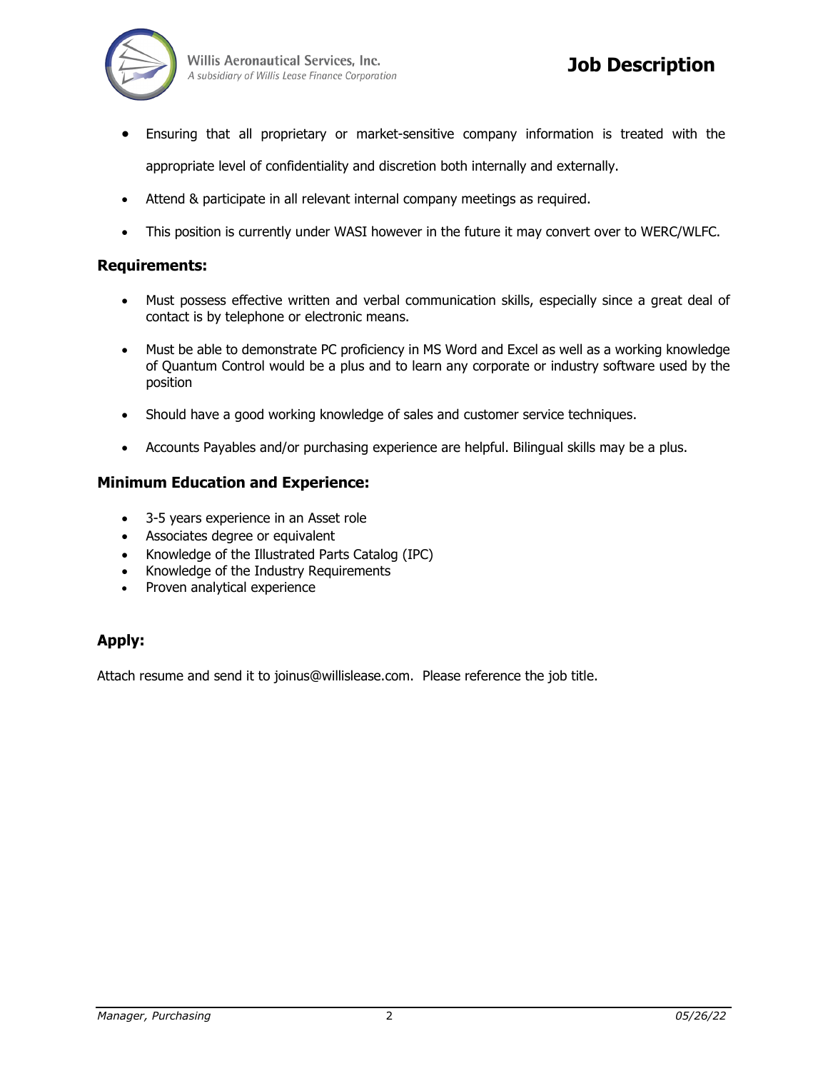- Ensuring that all proprietary or market-sensitive company information is treated with the appropriate level of confidentiality and discretion both internally and externally.
- Attend & participate in all relevant internal company meetings as required.
- This position is currently under WASI however in the future it may convert over to WERC/WLFC.

## Requirements:

- Must possess effective written and verbal communication skills, especially since a great deal of contact is by telephone or electronic means.
- Must be able to demonstrate PC proficiency in MS Word and Excel as well as a working knowledge of Quantum Control would be a plus and to learn any corporate or industry software used by the position
- Should have a good working knowledge of sales and customer service techniques.
- Accounts Payables and/or purchasing experience are helpful. Bilingual skills may be a plus.

## Minimum Education and Experience:

- 3-5 years experience in an Asset role
- Associates degree or equivalent
- Knowledge of the Illustrated Parts Catalog (IPC)
- Knowledge of the Industry Requirements
- Proven analytical experience

## Apply:

Attach resume and send it to joinus@willislease.com. Please reference the job title.